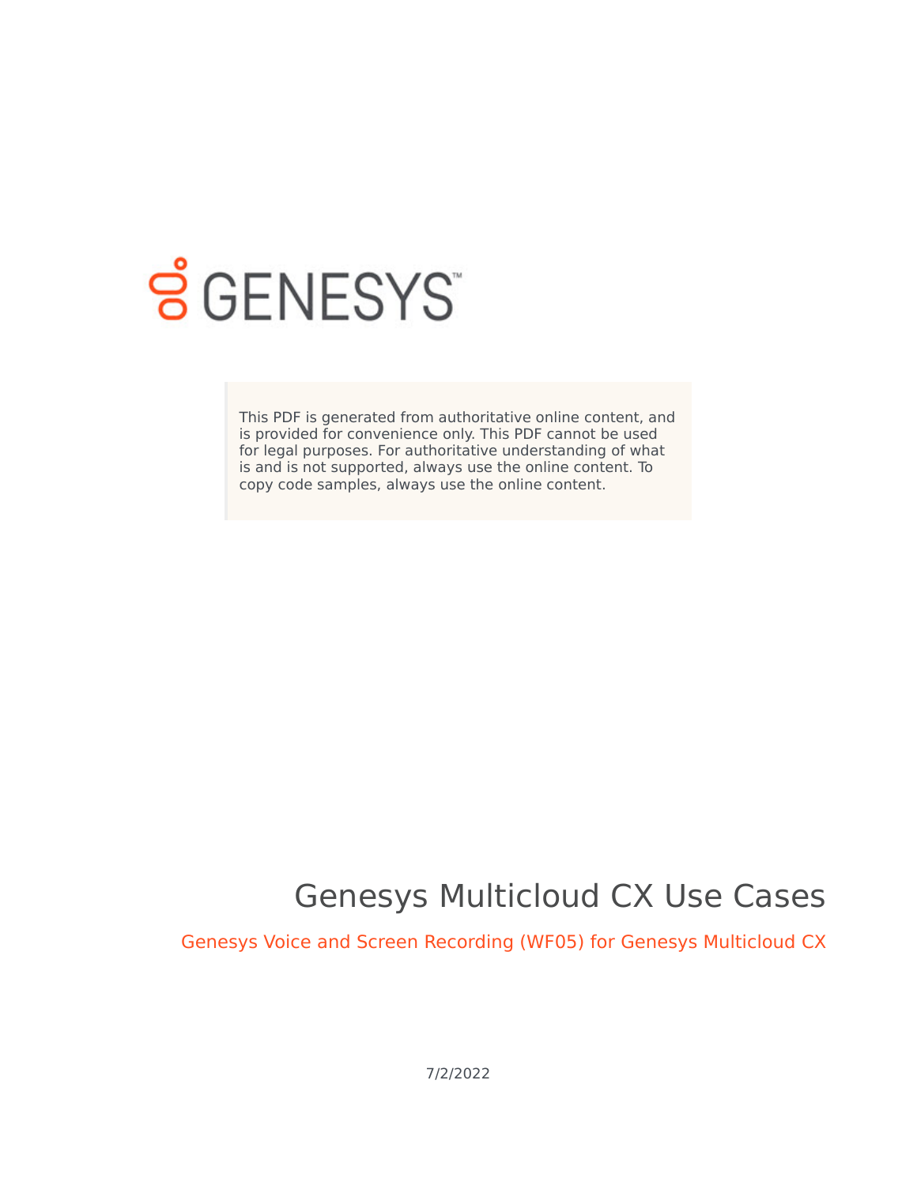GENESYS

This PDF is generated from authoritative online content, and is provided for convenience only. This PDF cannot be used for legal purposes. For authoritative understanding of what is and is not supported, always use the online content. To copy code samples, always use the online content.

# Genesys Multicloud CX Use Cases

## Genesys Voice and Screen Recording (WF05) for Genesys Multicloud CX

7/2/2022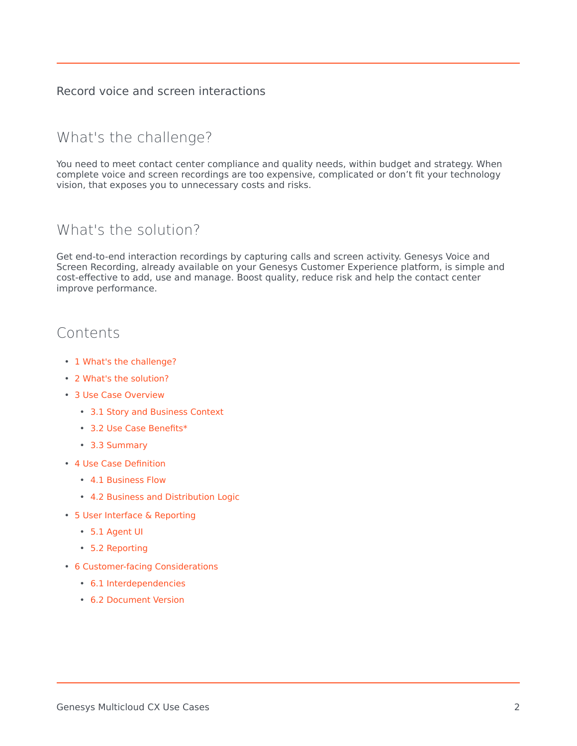# Record voice and screen interactions

## What's the challenge?

You need to meet contact center compliance and quality needs, within budget and strategy. When complete voice and screen recordings are too expensive, complicated or don't fit your technology vision, that exposes you to unnecessary costs and risks.

## What's the solution?

Get end-to-end interaction recordings by capturing calls and screen activity. Genesys Voice and Screen Recording, already available on your Genesys Customer Experience platform, is simple and cost-effective to add, use and manage. Boost quality, reduce risk and help the contact center improve performance.

## Contents

- 1 What's the challenge?
- 2 What's the solution?
- 3 Use Case Overview
  - 3.1 Story and Business Context
  - 3.2 Use Case Benefits*
  - 3.3 Summary
- 4 Use Case Definition
  - 4.1 Business Flow
  - 4.2 Business and Distribution Logic
- 5 User Interface & Reporting
  - 5.1 Agent UI
  - 5.2 Reporting
- 6 Customer-facing Considerations
  - 6.1 Interdependencies
  - 6.2 Document Version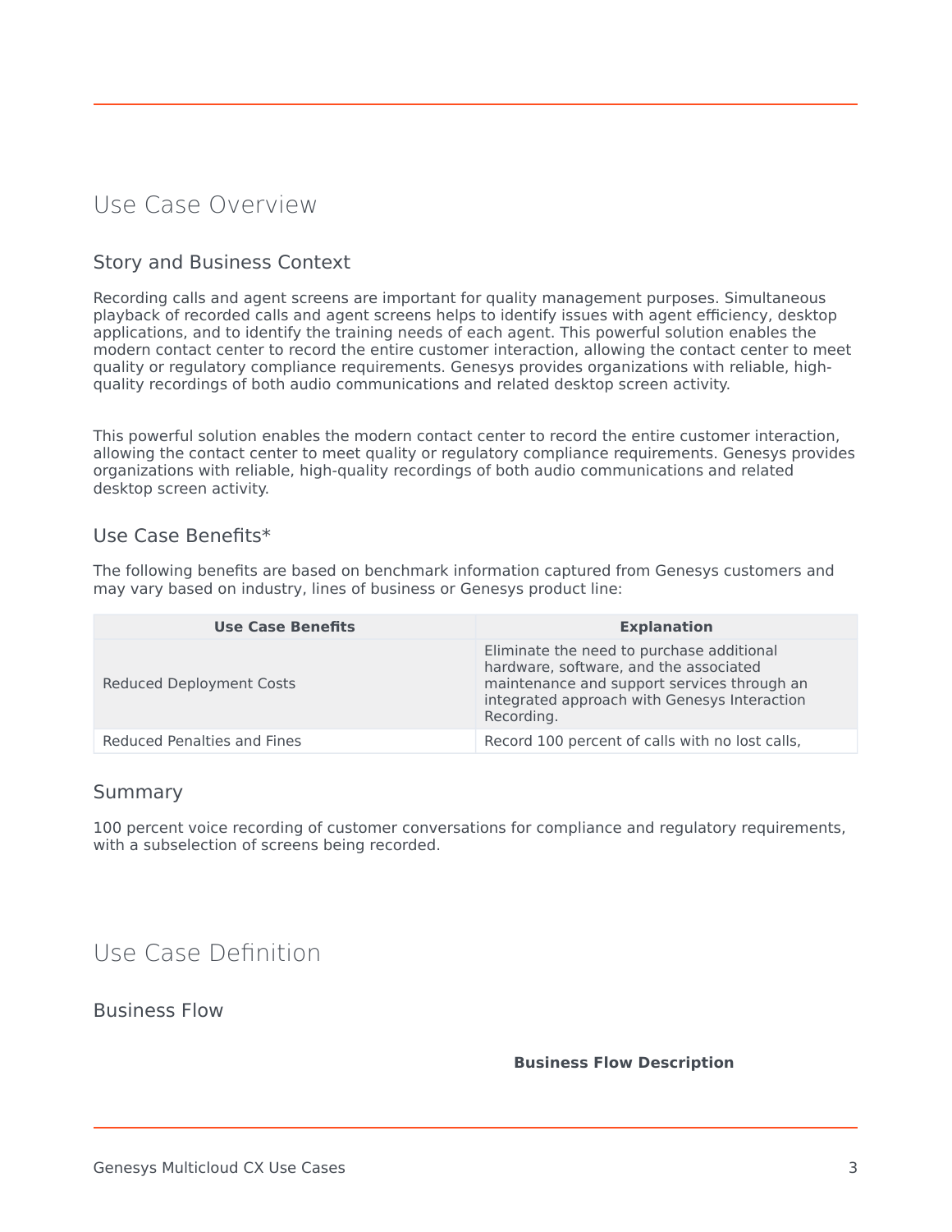# Use Case Overview

## Story and Business Context

Recording calls and agent screens are important for quality management purposes. Simultaneous playback of recorded calls and agent screens helps to identify issues with agent efficiency, desktop applications, and to identify the training needs of each agent. This powerful solution enables the modern contact center to record the entire customer interaction, allowing the contact center to meet quality or regulatory compliance requirements. Genesys provides organizations with reliable, high-quality recordings of both audio communications and related desktop screen activity.

This powerful solution enables the modern contact center to record the entire customer interaction, allowing the contact center to meet quality or regulatory compliance requirements. Genesys provides organizations with reliable, high-quality recordings of both audio communications and related desktop screen activity.

## Use Case Benefits*

The following benefits are based on benchmark information captured from Genesys customers and may vary based on industry, lines of business or Genesys product line:

| Use Case Benefits | Explanation |
| --- | --- |
| Reduced Deployment Costs | Eliminate the need to purchase additional hardware, software, and the associated maintenance and support services through an integrated approach with Genesys Interaction Recording. |
| Reduced Penalties and Fines | Record 100 percent of calls with no lost calls, |

## Summary

100 percent voice recording of customer conversations for compliance and regulatory requirements, with a subselection of screens being recorded.

# Use Case Definition

## Business Flow

**Business Flow Description**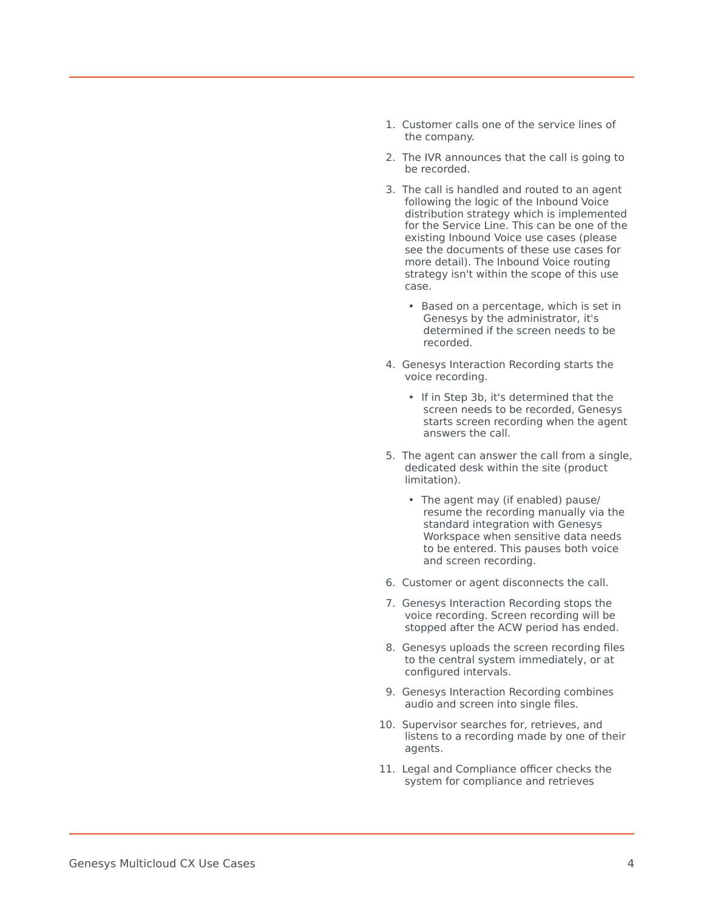1. Customer calls one of the service lines of the company.
2. The IVR announces that the call is going to be recorded.
3. The call is handled and routed to an agent following the logic of the Inbound Voice distribution strategy which is implemented for the Service Line. This can be one of the existing Inbound Voice use cases (please see the documents of these use cases for more detail). The Inbound Voice routing strategy isn't within the scope of this use case.
   - Based on a percentage, which is set in Genesys by the administrator, it's determined if the screen needs to be recorded.
4. Genesys Interaction Recording starts the voice recording.
   - If in Step 3b, it's determined that the screen needs to be recorded, Genesys starts screen recording when the agent answers the call.
5. The agent can answer the call from a single, dedicated desk within the site (product limitation).
   - The agent may (if enabled) pause/resume the recording manually via the standard integration with Genesys Workspace when sensitive data needs to be entered. This pauses both voice and screen recording.
6. Customer or agent disconnects the call.
7. Genesys Interaction Recording stops the voice recording. Screen recording will be stopped after the ACW period has ended.
8. Genesys uploads the screen recording files to the central system immediately, or at configured intervals.
9. Genesys Interaction Recording combines audio and screen into single files.
10. Supervisor searches for, retrieves, and listens to a recording made by one of their agents.
11. Legal and Compliance officer checks the system for compliance and retrieves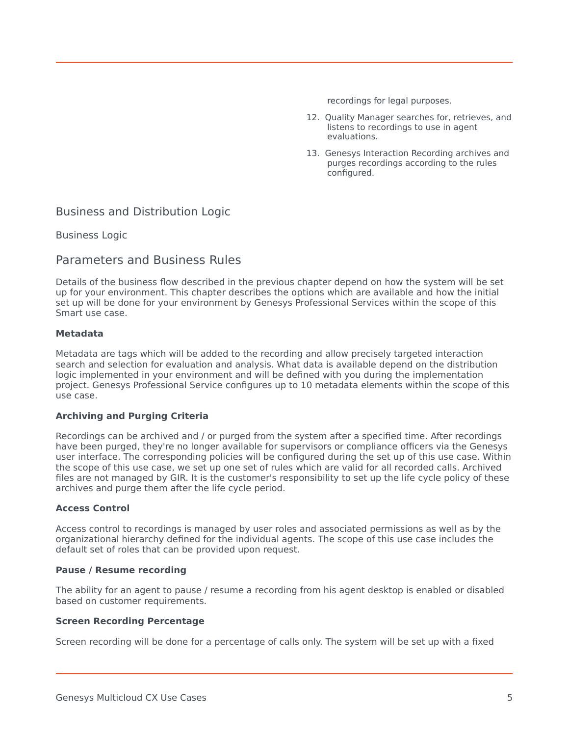recordings for legal purposes.

12. Quality Manager searches for, retrieves, and listens to recordings to use in agent evaluations.
13. Genesys Interaction Recording archives and purges recordings according to the rules configured.

## Business and Distribution Logic

### Business Logic

## Parameters and Business Rules

Details of the business flow described in the previous chapter depend on how the system will be set up for your environment. This chapter describes the options which are available and how the initial set up will be done for your environment by Genesys Professional Services within the scope of this Smart use case.

**Metadata**

Metadata are tags which will be added to the recording and allow precisely targeted interaction search and selection for evaluation and analysis. What data is available depend on the distribution logic implemented in your environment and will be defined with you during the implementation project. Genesys Professional Service configures up to 10 metadata elements within the scope of this use case.

**Archiving and Purging Criteria**

Recordings can be archived and / or purged from the system after a specified time. After recordings have been purged, they're no longer available for supervisors or compliance officers via the Genesys user interface. The corresponding policies will be configured during the set up of this use case. Within the scope of this use case, we set up one set of rules which are valid for all recorded calls. Archived files are not managed by GIR. It is the customer's responsibility to set up the life cycle policy of these archives and purge them after the life cycle period.

**Access Control**

Access control to recordings is managed by user roles and associated permissions as well as by the organizational hierarchy defined for the individual agents. The scope of this use case includes the default set of roles that can be provided upon request.

**Pause / Resume recording**

The ability for an agent to pause / resume a recording from his agent desktop is enabled or disabled based on customer requirements.

**Screen Recording Percentage**

Screen recording will be done for a percentage of calls only. The system will be set up with a fixed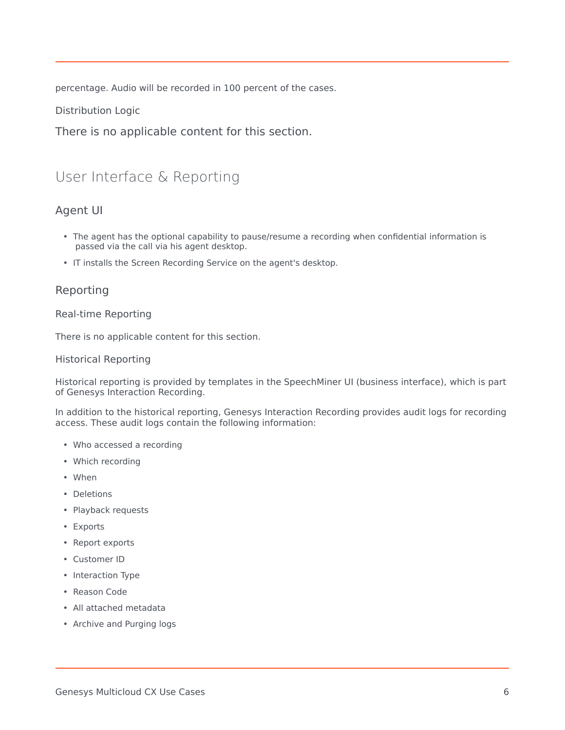percentage. Audio will be recorded in 100 percent of the cases.

#### Distribution Logic

There is no applicable content for this section.

## User Interface & Reporting

### Agent UI

- The agent has the optional capability to pause/resume a recording when confidential information is passed via the call via his agent desktop.
- IT installs the Screen Recording Service on the agent's desktop.

### Reporting

#### Real-time Reporting

There is no applicable content for this section.

#### Historical Reporting

Historical reporting is provided by templates in the SpeechMiner UI (business interface), which is part of Genesys Interaction Recording.

In addition to the historical reporting, Genesys Interaction Recording provides audit logs for recording access. These audit logs contain the following information:

- Who accessed a recording
- Which recording
- When
- Deletions
- Playback requests
- Exports
- Report exports
- Customer ID
- Interaction Type
- Reason Code
- All attached metadata
- Archive and Purging logs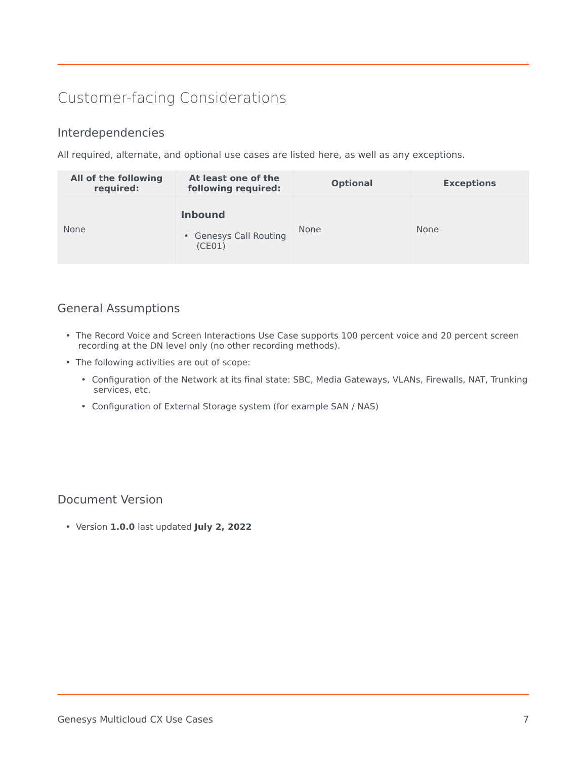# Customer-facing Considerations

## Interdependencies

All required, alternate, and optional use cases are listed here, as well as any exceptions.

| All of the following required: | At least one of the following required: | Optional | Exceptions |
|---|---|---|---|
| None | **Inbound**<br>• Genesys Call Routing (CE01) | None | None |

## General Assumptions

- The Record Voice and Screen Interactions Use Case supports 100 percent voice and 20 percent screen recording at the DN level only (no other recording methods).
- The following activities are out of scope:
  - Configuration of the Network at its final state: SBC, Media Gateways, VLANs, Firewalls, NAT, Trunking services, etc.
  - Configuration of External Storage system (for example SAN / NAS)

## Document Version

- Version **1.0.0** last updated **July 2, 2022**